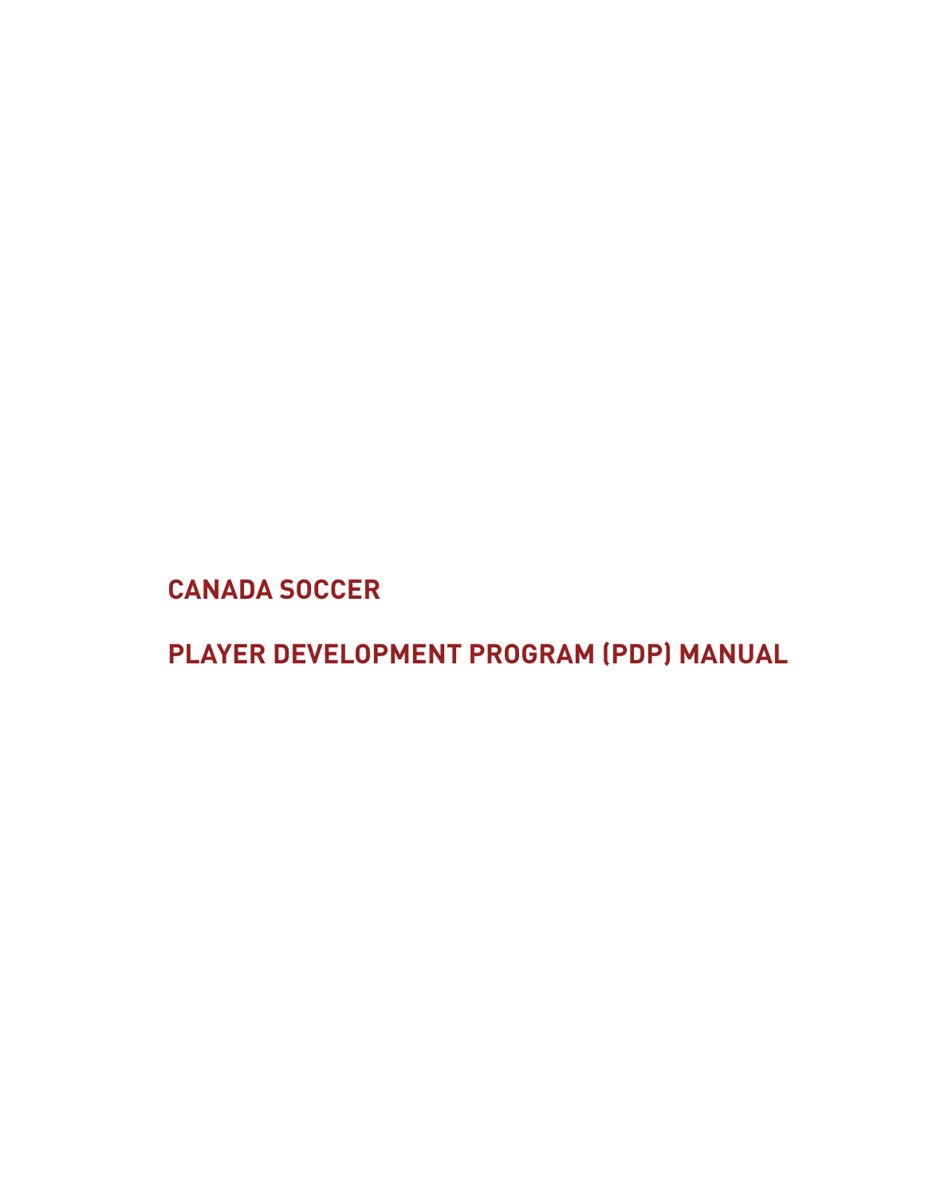# CANADA SOCCER

# PLAYER DEVELOPMENT PROGRAM (PDP) MANUAL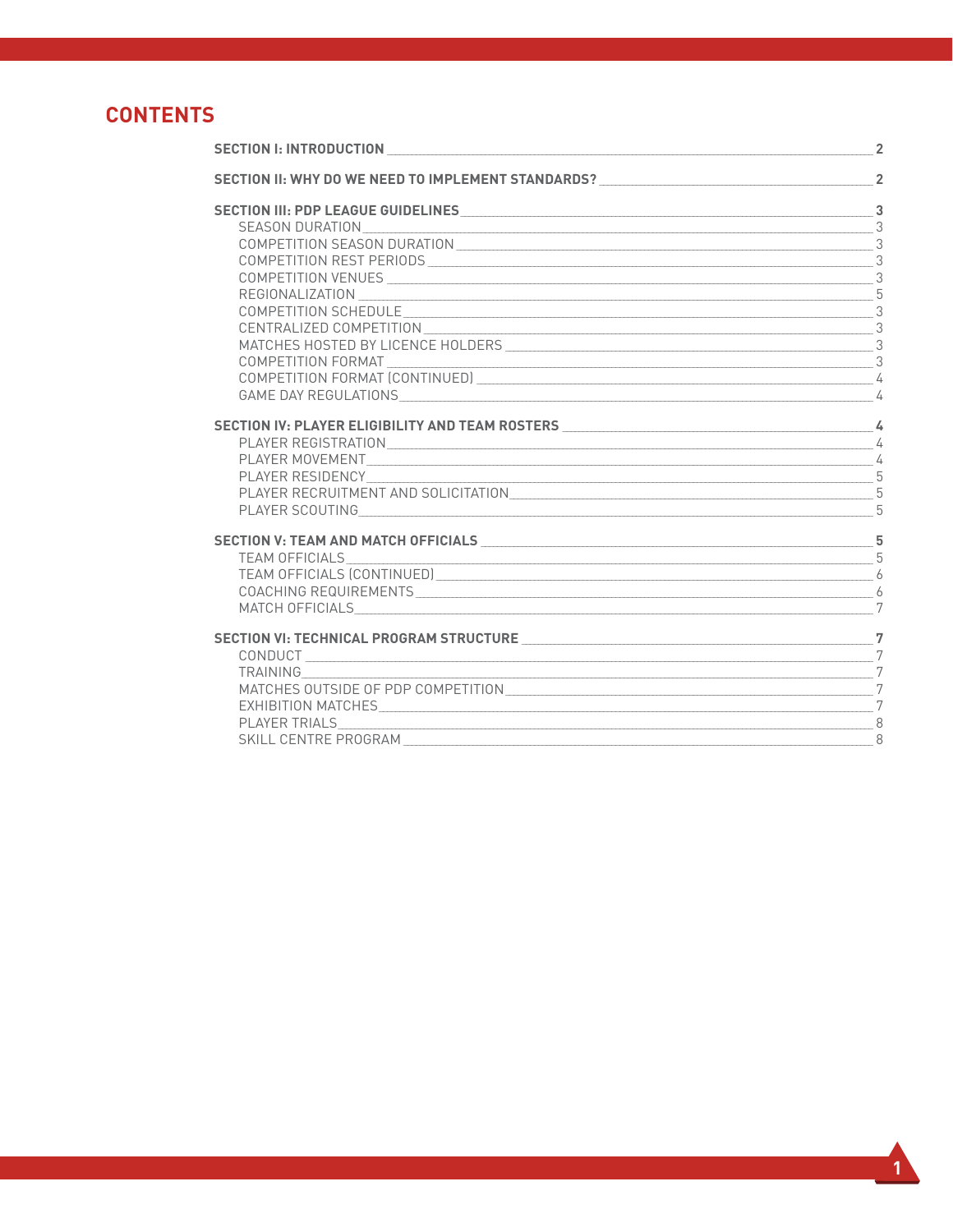# CONTENTS

| | |
|---|---|
| **SECTION I: INTRODUCTION** | **2** |
| **SECTION II: WHY DO WE NEED TO IMPLEMENT STANDARDS?** | **2** |
| **SECTION III: PDP LEAGUE GUIDELINES** | **3** |
| SEASON DURATION | 3 |
| COMPETITION SEASON DURATION | 3 |
| COMPETITION REST PERIODS | 3 |
| COMPETITION VENUES | 3 |
| REGIONALIZATION | 5 |
| COMPETITION SCHEDULE | 3 |
| CENTRALIZED COMPETITION | 3 |
| MATCHES HOSTED BY LICENCE HOLDERS | 3 |
| COMPETITION FORMAT | 3 |
| COMPETITION FORMAT (CONTINUED) | 4 |
| GAME DAY REGULATIONS | 4 |
| **SECTION IV: PLAYER ELIGIBILITY AND TEAM ROSTERS** | **4** |
| PLAYER REGISTRATION | 4 |
| PLAYER MOVEMENT | 4 |
| PLAYER RESIDENCY | 5 |
| PLAYER RECRUITMENT AND SOLICITATION | 5 |
| PLAYER SCOUTING | 5 |
| **SECTION V: TEAM AND MATCH OFFICIALS** | **5** |
| TEAM OFFICIALS | 5 |
| TEAM OFFICIALS (CONTINUED) | 6 |
| COACHING REQUIREMENTS | 6 |
| MATCH OFFICIALS | 7 |
| **SECTION VI: TECHNICAL PROGRAM STRUCTURE** | **7** |
| CONDUCT | 7 |
| TRAINING | 7 |
| MATCHES OUTSIDE OF PDP COMPETITION | 7 |
| EXHIBITION MATCHES | 7 |
| PLAYER TRIALS | 8 |
| SKILL CENTRE PROGRAM | 8 |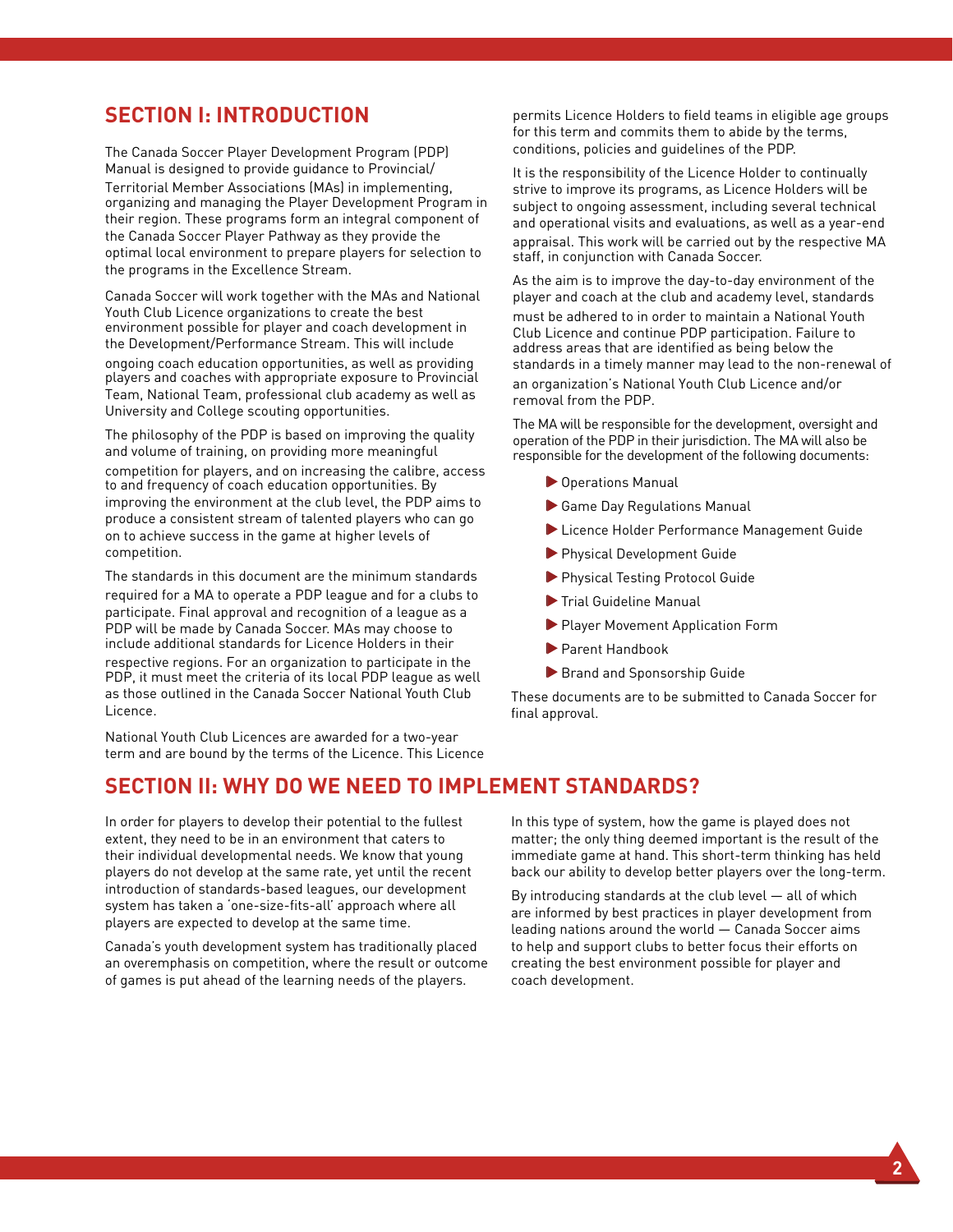## SECTION I: INTRODUCTION

The Canada Soccer Player Development Program (PDP) Manual is designed to provide guidance to Provincial/Territorial Member Associations (MAs) in implementing, organizing and managing the Player Development Program in their region. These programs form an integral component of the Canada Soccer Player Pathway as they provide the optimal local environment to prepare players for selection to the programs in the Excellence Stream.

Canada Soccer will work together with the MAs and National Youth Club Licence organizations to create the best environment possible for player and coach development in the Development/Performance Stream. This will include ongoing coach education opportunities, as well as providing players and coaches with appropriate exposure to Provincial Team, National Team, professional club academy as well as University and College scouting opportunities.

The philosophy of the PDP is based on improving the quality and volume of training, on providing more meaningful competition for players, and on increasing the calibre, access to and frequency of coach education opportunities. By improving the environment at the club level, the PDP aims to produce a consistent stream of talented players who can go on to achieve success in the game at higher levels of competition.

The standards in this document are the minimum standards required for a MA to operate a PDP league and for a clubs to participate. Final approval and recognition of a league as a PDP will be made by Canada Soccer. MAs may choose to include additional standards for Licence Holders in their respective regions. For an organization to participate in the PDP, it must meet the criteria of its local PDP league as well as those outlined in the Canada Soccer National Youth Club Licence.

National Youth Club Licences are awarded for a two-year term and are bound by the terms of the Licence. This Licence permits Licence Holders to field teams in eligible age groups for this term and commits them to abide by the terms, conditions, policies and guidelines of the PDP.

It is the responsibility of the Licence Holder to continually strive to improve its programs, as Licence Holders will be subject to ongoing assessment, including several technical and operational visits and evaluations, as well as a year-end appraisal. This work will be carried out by the respective MA staff, in conjunction with Canada Soccer.

As the aim is to improve the day-to-day environment of the player and coach at the club and academy level, standards must be adhered to in order to maintain a National Youth Club Licence and continue PDP participation. Failure to address areas that are identified as being below the standards in a timely manner may lead to the non-renewal of an organization's National Youth Club Licence and/or removal from the PDP.

The MA will be responsible for the development, oversight and operation of the PDP in their jurisdiction. The MA will also be responsible for the development of the following documents:

- Operations Manual
- Game Day Regulations Manual
- Licence Holder Performance Management Guide
- Physical Development Guide
- Physical Testing Protocol Guide
- Trial Guideline Manual
- Player Movement Application Form
- Parent Handbook
- Brand and Sponsorship Guide

These documents are to be submitted to Canada Soccer for final approval.

## SECTION II: WHY DO WE NEED TO IMPLEMENT STANDARDS?

In order for players to develop their potential to the fullest extent, they need to be in an environment that caters to their individual developmental needs. We know that young players do not develop at the same rate, yet until the recent introduction of standards-based leagues, our development system has taken a 'one-size-fits-all' approach where all players are expected to develop at the same time.

Canada's youth development system has traditionally placed an overemphasis on competition, where the result or outcome of games is put ahead of the learning needs of the players. In this type of system, how the game is played does not matter; the only thing deemed important is the result of the immediate game at hand. This short-term thinking has held back our ability to develop better players over the long-term.

By introducing standards at the club level — all of which are informed by best practices in player development from leading nations around the world — Canada Soccer aims to help and support clubs to better focus their efforts on creating the best environment possible for player and coach development.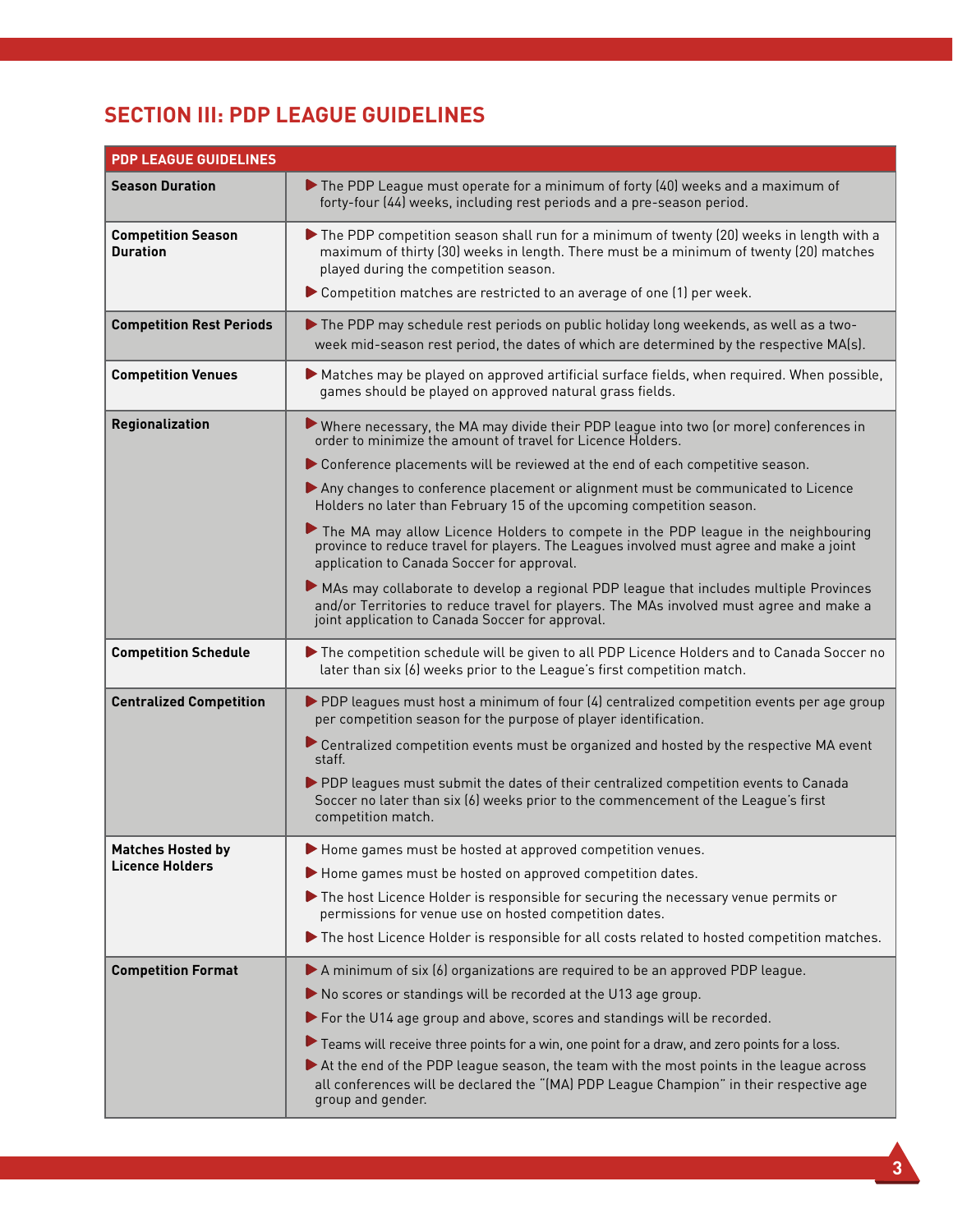## SECTION III: PDP LEAGUE GUIDELINES

| PDP LEAGUE GUIDELINES | |
|---|---|
| **Season Duration** | ▶ The PDP League must operate for a minimum of forty (40) weeks and a maximum of forty-four (44) weeks, including rest periods and a pre-season period. |
| **Competition Season Duration** | ▶ The PDP competition season shall run for a minimum of twenty (20) weeks in length with a maximum of thirty (30) weeks in length. There must be a minimum of twenty (20) matches played during the competition season.<br>▶ Competition matches are restricted to an average of one (1) per week. |
| **Competition Rest Periods** | ▶ The PDP may schedule rest periods on public holiday long weekends, as well as a two-week mid-season rest period, the dates of which are determined by the respective MA(s). |
| **Competition Venues** | ▶ Matches may be played on approved artificial surface fields, when required. When possible, games should be played on approved natural grass fields. |
| **Regionalization** | ▶ Where necessary, the MA may divide their PDP league into two (or more) conferences in order to minimize the amount of travel for Licence Holders.<br>▶ Conference placements will be reviewed at the end of each competitive season.<br>▶ Any changes to conference placement or alignment must be communicated to Licence Holders no later than February 15 of the upcoming competition season.<br>▶ The MA may allow Licence Holders to compete in the PDP league in the neighbouring province to reduce travel for players. The Leagues involved must agree and make a joint application to Canada Soccer for approval.<br>▶ MAs may collaborate to develop a regional PDP league that includes multiple Provinces and/or Territories to reduce travel for players. The MAs involved must agree and make a joint application to Canada Soccer for approval. |
| **Competition Schedule** | ▶ The competition schedule will be given to all PDP Licence Holders and to Canada Soccer no later than six (6) weeks prior to the League's first competition match. |
| **Centralized Competition** | ▶ PDP leagues must host a minimum of four (4) centralized competition events per age group per competition season for the purpose of player identification.<br>▶ Centralized competition events must be organized and hosted by the respective MA event staff.<br>▶ PDP leagues must submit the dates of their centralized competition events to Canada Soccer no later than six (6) weeks prior to the commencement of the League's first competition match. |
| **Matches Hosted by Licence Holders** | ▶ Home games must be hosted at approved competition venues.<br>▶ Home games must be hosted on approved competition dates.<br>▶ The host Licence Holder is responsible for securing the necessary venue permits or permissions for venue use on hosted competition dates.<br>▶ The host Licence Holder is responsible for all costs related to hosted competition matches. |
| **Competition Format** | ▶ A minimum of six (6) organizations are required to be an approved PDP league.<br>▶ No scores or standings will be recorded at the U13 age group.<br>▶ For the U14 age group and above, scores and standings will be recorded.<br>▶ Teams will receive three points for a win, one point for a draw, and zero points for a loss.<br>▶ At the end of the PDP league season, the team with the most points in the league across all conferences will be declared the "(MA) PDP League Champion" in their respective age group and gender. |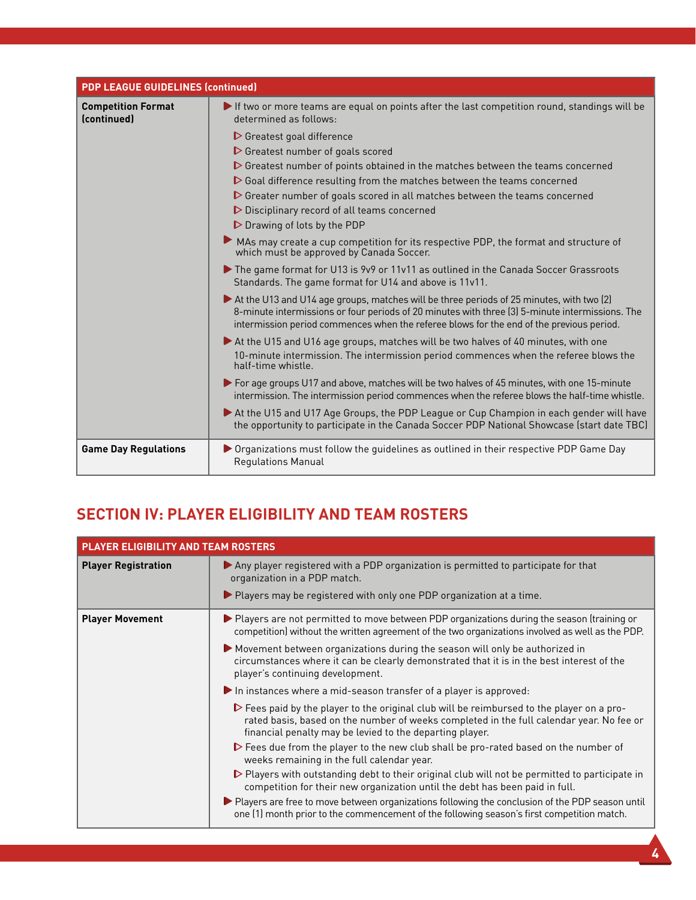| PDP LEAGUE GUIDELINES (continued) | |
|---|---|
| **Competition Format (continued)** | ▶ If two or more teams are equal on points after the last competition round, standings will be determined as follows:<br>▷ Greatest goal difference<br>▷ Greatest number of goals scored<br>▷ Greatest number of points obtained in the matches between the teams concerned<br>▷ Goal difference resulting from the matches between the teams concerned<br>▷ Greater number of goals scored in all matches between the teams concerned<br>▷ Disciplinary record of all teams concerned<br>▷ Drawing of lots by the PDP<br>▶ MAs may create a cup competition for its respective PDP, the format and structure of which must be approved by Canada Soccer.<br>▶ The game format for U13 is 9v9 or 11v11 as outlined in the Canada Soccer Grassroots Standards. The game format for U14 and above is 11v11.<br>▶ At the U13 and U14 age groups, matches will be three periods of 25 minutes, with two (2) 8-minute intermissions or four periods of 20 minutes with three (3) 5-minute intermissions. The intermission period commences when the referee blows for the end of the previous period.<br>▶ At the U15 and U16 age groups, matches will be two halves of 40 minutes, with one 10-minute intermission. The intermission period commences when the referee blows the half-time whistle.<br>▶ For age groups U17 and above, matches will be two halves of 45 minutes, with one 15-minute intermission. The intermission period commences when the referee blows the half-time whistle.<br>▶ At the U15 and U17 Age Groups, the PDP League or Cup Champion in each gender will have the opportunity to participate in the Canada Soccer PDP National Showcase (start date TBC) |
| **Game Day Regulations** | ▶ Organizations must follow the guidelines as outlined in their respective PDP Game Day Regulations Manual |

## SECTION IV: PLAYER ELIGIBILITY AND TEAM ROSTERS

| PLAYER ELIGIBILITY AND TEAM ROSTERS | |
|---|---|
| **Player Registration** | ▶ Any player registered with a PDP organization is permitted to participate for that organization in a PDP match.<br>▶ Players may be registered with only one PDP organization at a time. |
| **Player Movement** | ▶ Players are not permitted to move between PDP organizations during the season (training or competition) without the written agreement of the two organizations involved as well as the PDP.<br>▶ Movement between organizations during the season will only be authorized in circumstances where it can be clearly demonstrated that it is in the best interest of the player's continuing development.<br>▶ In instances where a mid-season transfer of a player is approved:<br>▷ Fees paid by the player to the original club will be reimbursed to the player on a pro-rated basis, based on the number of weeks completed in the full calendar year. No fee or financial penalty may be levied to the departing player.<br>▷ Fees due from the player to the new club shall be pro-rated based on the number of weeks remaining in the full calendar year.<br>▷ Players with outstanding debt to their original club will not be permitted to participate in competition for their new organization until the debt has been paid in full.<br>▶ Players are free to move between organizations following the conclusion of the PDP season until one (1) month prior to the commencement of the following season's first competition match. |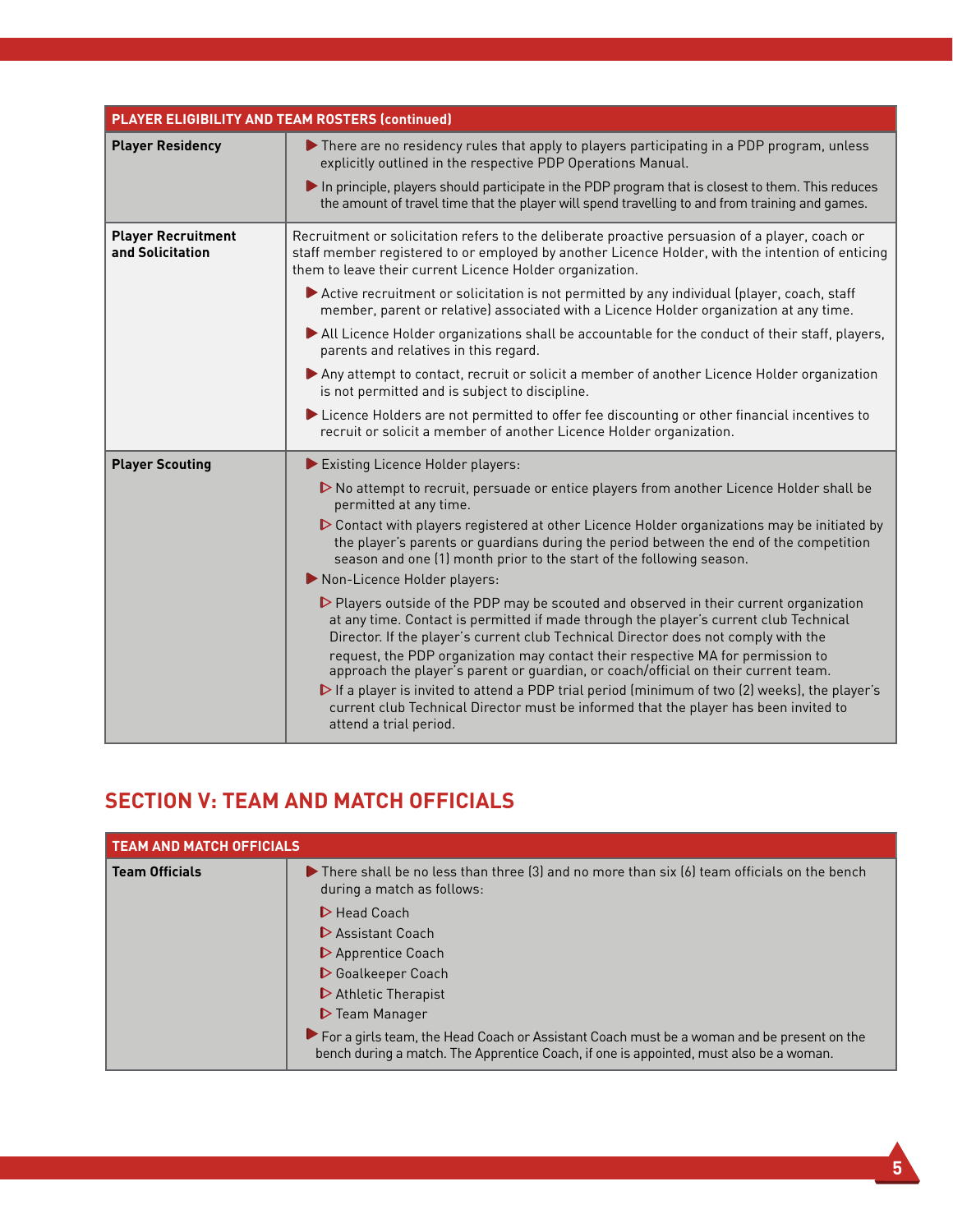| PLAYER ELIGIBILITY AND TEAM ROSTERS (continued) | |
|---|---|
| **Player Residency** | ▶ There are no residency rules that apply to players participating in a PDP program, unless explicitly outlined in the respective PDP Operations Manual.<br>▶ In principle, players should participate in the PDP program that is closest to them. This reduces the amount of travel time that the player will spend travelling to and from training and games. |
| **Player Recruitment and Solicitation** | Recruitment or solicitation refers to the deliberate proactive persuasion of a player, coach or staff member registered to or employed by another Licence Holder, with the intention of enticing them to leave their current Licence Holder organization.<br>▶ Active recruitment or solicitation is not permitted by any individual (player, coach, staff member, parent or relative) associated with a Licence Holder organization at any time.<br>▶ All Licence Holder organizations shall be accountable for the conduct of their staff, players, parents and relatives in this regard.<br>▶ Any attempt to contact, recruit or solicit a member of another Licence Holder organization is not permitted and is subject to discipline.<br>▶ Licence Holders are not permitted to offer fee discounting or other financial incentives to recruit or solicit a member of another Licence Holder organization. |
| **Player Scouting** | ▶ Existing Licence Holder players:<br>▷ No attempt to recruit, persuade or entice players from another Licence Holder shall be permitted at any time.<br>▷ Contact with players registered at other Licence Holder organizations may be initiated by the player's parents or guardians during the period between the end of the competition season and one (1) month prior to the start of the following season.<br>▶ Non-Licence Holder players:<br>▷ Players outside of the PDP may be scouted and observed in their current organization at any time. Contact is permitted if made through the player's current club Technical Director. If the player's current club Technical Director does not comply with the request, the PDP organization may contact their respective MA for permission to approach the player's parent or guardian, or coach/official on their current team.<br>▷ If a player is invited to attend a PDP trial period (minimum of two (2) weeks), the player's current club Technical Director must be informed that the player has been invited to attend a trial period. |

## SECTION V: TEAM AND MATCH OFFICIALS

| TEAM AND MATCH OFFICIALS | |
|---|---|
| **Team Officials** | ▶ There shall be no less than three (3) and no more than six (6) team officials on the bench during a match as follows:<br>▷ Head Coach<br>▷ Assistant Coach<br>▷ Apprentice Coach<br>▷ Goalkeeper Coach<br>▷ Athletic Therapist<br>▷ Team Manager<br>▶ For a girls team, the Head Coach or Assistant Coach must be a woman and be present on the bench during a match. The Apprentice Coach, if one is appointed, must also be a woman. |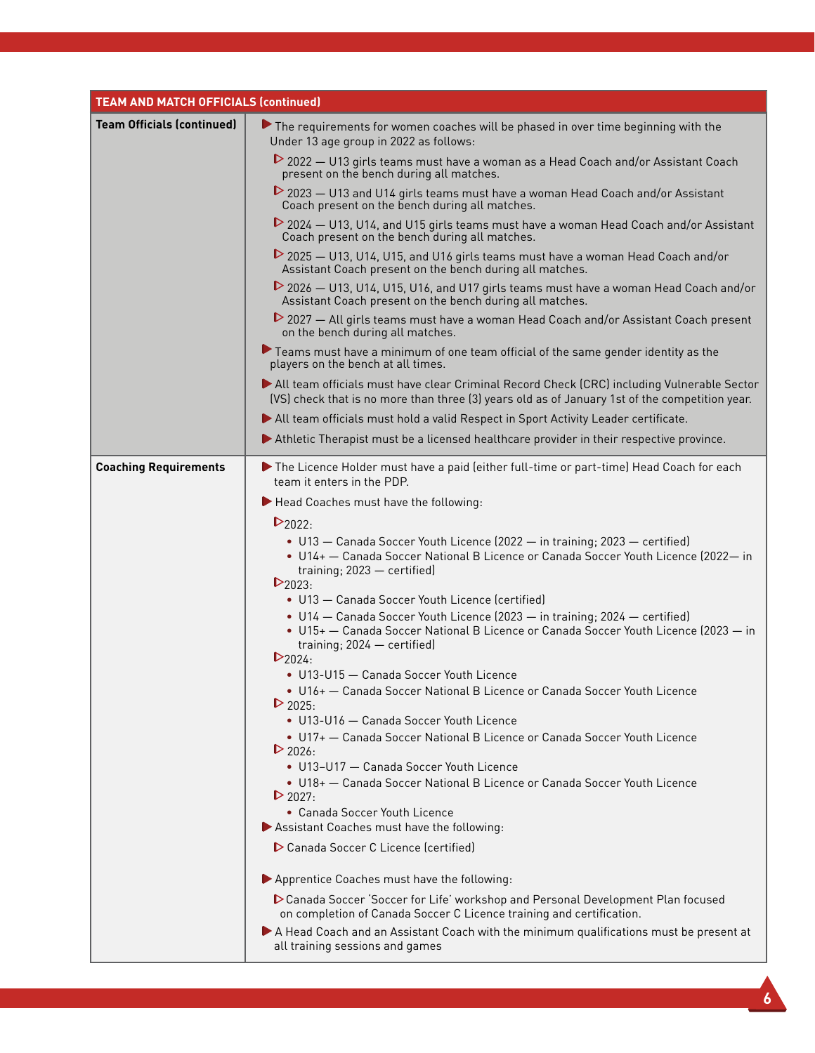| TEAM AND MATCH OFFICIALS (continued) | |
|---|---|
| **Team Officials (continued)** | ▶ The requirements for women coaches will be phased in over time beginning with the Under 13 age group in 2022 as follows:<br>▷ 2022 — U13 girls teams must have a woman as a Head Coach and/or Assistant Coach present on the bench during all matches.<br>▷ 2023 — U13 and U14 girls teams must have a woman Head Coach and/or Assistant Coach present on the bench during all matches.<br>▷ 2024 — U13, U14, and U15 girls teams must have a woman Head Coach and/or Assistant Coach present on the bench during all matches.<br>▷ 2025 — U13, U14, U15, and U16 girls teams must have a woman Head Coach and/or Assistant Coach present on the bench during all matches.<br>▷ 2026 — U13, U14, U15, U16, and U17 girls teams must have a woman Head Coach and/or Assistant Coach present on the bench during all matches.<br>▷ 2027 — All girls teams must have a woman Head Coach and/or Assistant Coach present on the bench during all matches.<br>▶ Teams must have a minimum of one team official of the same gender identity as the players on the bench at all times.<br>▶ All team officials must have clear Criminal Record Check (CRC) including Vulnerable Sector (VS) check that is no more than three (3) years old as of January 1st of the competition year.<br>▶ All team officials must hold a valid Respect in Sport Activity Leader certificate.<br>▶ Athletic Therapist must be a licensed healthcare provider in their respective province. |
| **Coaching Requirements** | ▶ The Licence Holder must have a paid (either full-time or part-time) Head Coach for each team it enters in the PDP.<br>▶ Head Coaches must have the following:<br>▷ 2022:<br>• U13 — Canada Soccer Youth Licence (2022 — in training; 2023 — certified)<br>• U14+ — Canada Soccer National B Licence or Canada Soccer Youth Licence (2022— in training; 2023 — certified)<br>▷ 2023:<br>• U13 — Canada Soccer Youth Licence (certified)<br>• U14 — Canada Soccer Youth Licence (2023 — in training; 2024 — certified)<br>• U15+ — Canada Soccer National B Licence or Canada Soccer Youth Licence (2023 — in training; 2024 — certified)<br>▷ 2024:<br>• U13-U15 — Canada Soccer Youth Licence<br>• U16+ — Canada Soccer National B Licence or Canada Soccer Youth Licence<br>▷ 2025:<br>• U13-U16 — Canada Soccer Youth Licence<br>• U17+ — Canada Soccer National B Licence or Canada Soccer Youth Licence<br>▷ 2026:<br>• U13–U17 — Canada Soccer Youth Licence<br>• U18+ — Canada Soccer National B Licence or Canada Soccer Youth Licence<br>▷ 2027:<br>• Canada Soccer Youth Licence<br>▶ Assistant Coaches must have the following:<br>▷ Canada Soccer C Licence (certified)<br>▶ Apprentice Coaches must have the following:<br>▷ Canada Soccer 'Soccer for Life' workshop and Personal Development Plan focused on completion of Canada Soccer C Licence training and certification.<br>▶ A Head Coach and an Assistant Coach with the minimum qualifications must be present at all training sessions and games |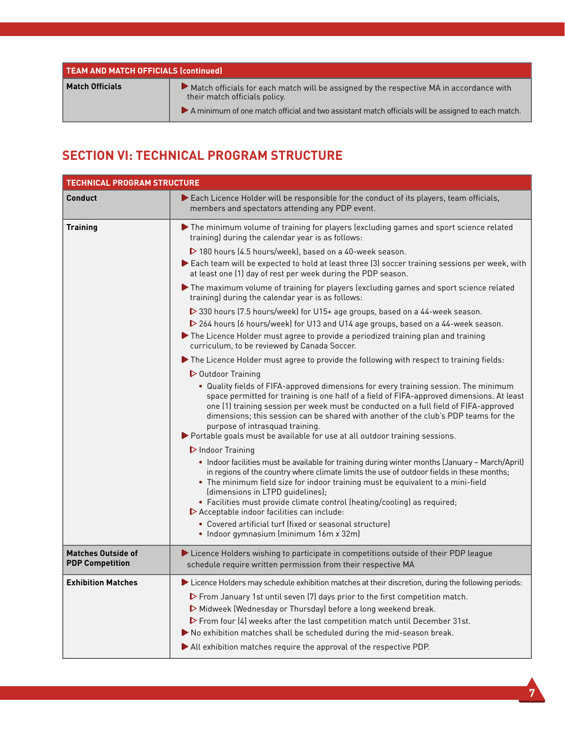| TEAM AND MATCH OFFICIALS (continued) | |
|---|---|
| **Match Officials** | ▶ Match officials for each match will be assigned by the respective MA in accordance with their match officials policy.<br>▶ A minimum of one match official and two assistant match officials will be assigned to each match. |

## SECTION VI: TECHNICAL PROGRAM STRUCTURE

| TECHNICAL PROGRAM STRUCTURE | |
|---|---|
| **Conduct** | ▶ Each Licence Holder will be responsible for the conduct of its players, team officials, members and spectators attending any PDP event. |
| **Training** | ▶ The minimum volume of training for players (excluding games and sport science related training) during the calendar year is as follows:<br>▷ 180 hours (4.5 hours/week), based on a 40-week season.<br>▶ Each team will be expected to hold at least three (3) soccer training sessions per week, with at least one (1) day of rest per week during the PDP season.<br>▶ The maximum volume of training for players (excluding games and sport science related training) during the calendar year is as follows:<br>▷ 330 hours (7.5 hours/week) for U15+ age groups, based on a 44-week season.<br>▷ 264 hours (6 hours/week) for U13 and U14 age groups, based on a 44-week season.<br>▶ The Licence Holder must agree to provide a periodized training plan and training curriculum, to be reviewed by Canada Soccer.<br>▶ The Licence Holder must agree to provide the following with respect to training fields:<br>▷ Outdoor Training<br>• Quality fields of FIFA-approved dimensions for every training session. The minimum space permitted for training is one half of a field of FIFA-approved dimensions. At least one (1) training session per week must be conducted on a full field of FIFA-approved dimensions; this session can be shared with another of the club's PDP teams for the purpose of intrasquad training.<br>▶ Portable goals must be available for use at all outdoor training sessions.<br>▷ Indoor Training<br>• Indoor facilities must be available for training during winter months (January – March/April) in regions of the country where climate limits the use of outdoor fields in these months;<br>• The minimum field size for indoor training must be equivalent to a mini-field (dimensions in LTPD guidelines);<br>• Facilities must provide climate control (heating/cooling) as required;<br>▷ Acceptable indoor facilities can include:<br>• Covered artificial turf (fixed or seasonal structure)<br>• Indoor gymnasium (minimum 16m x 32m) |
| **Matches Outside of PDP Competition** | ▶ Licence Holders wishing to participate in competitions outside of their PDP league schedule require written permission from their respective MA |
| **Exhibition Matches** | ▶ Licence Holders may schedule exhibition matches at their discretion, during the following periods:<br>▷ From January 1st until seven (7) days prior to the first competition match.<br>▷ Midweek (Wednesday or Thursday) before a long weekend break.<br>▷ From four (4) weeks after the last competition match until December 31st.<br>▶ No exhibition matches shall be scheduled during the mid-season break.<br>▶ All exhibition matches require the approval of the respective PDP. |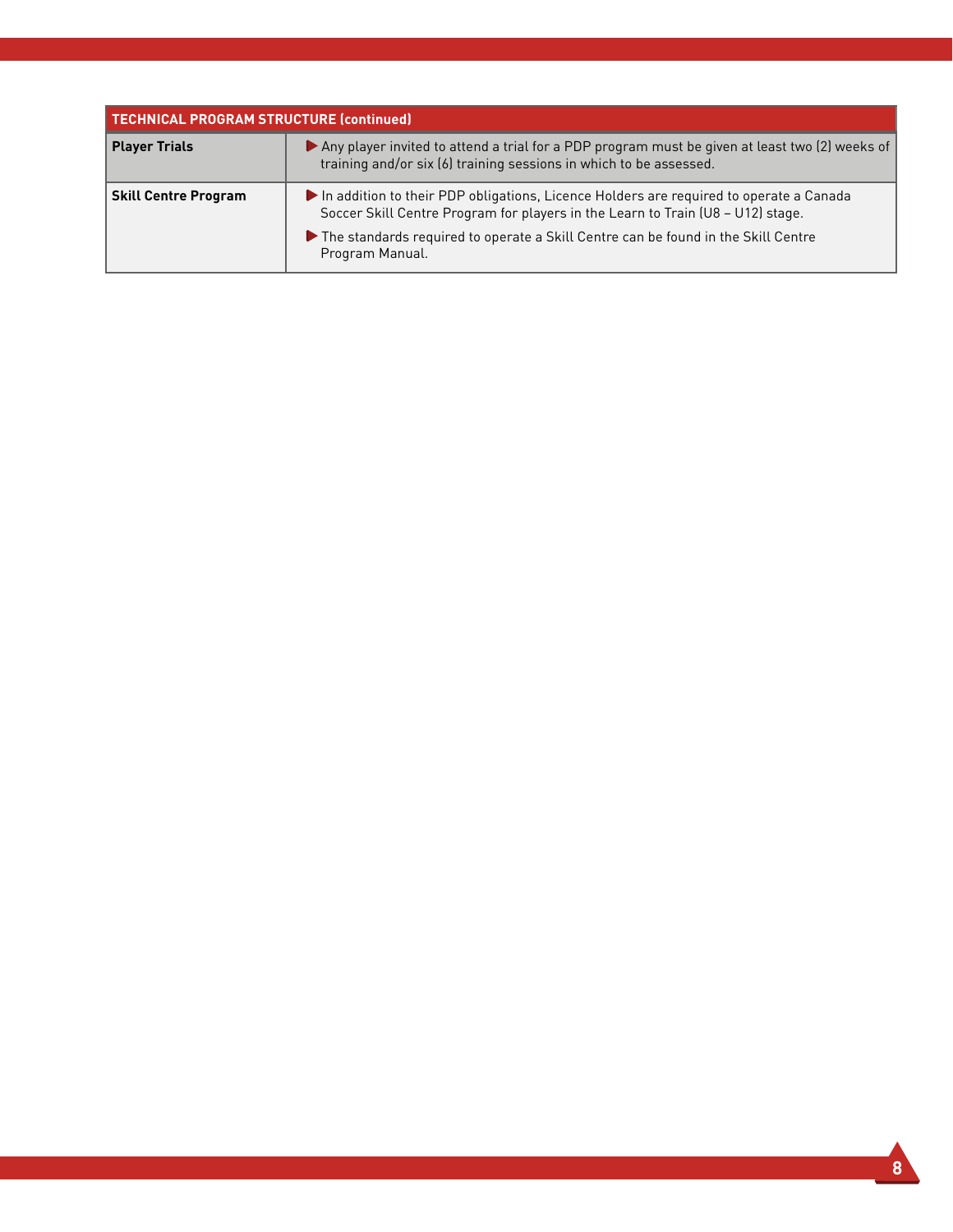| TECHNICAL PROGRAM STRUCTURE (continued) | |
|---|---|
| **Player Trials** | ▶ Any player invited to attend a trial for a PDP program must be given at least two (2) weeks of training and/or six (6) training sessions in which to be assessed. |
| **Skill Centre Program** | ▶ In addition to their PDP obligations, Licence Holders are required to operate a Canada Soccer Skill Centre Program for players in the Learn to Train (U8 – U12) stage. ▶ The standards required to operate a Skill Centre can be found in the Skill Centre Program Manual. |